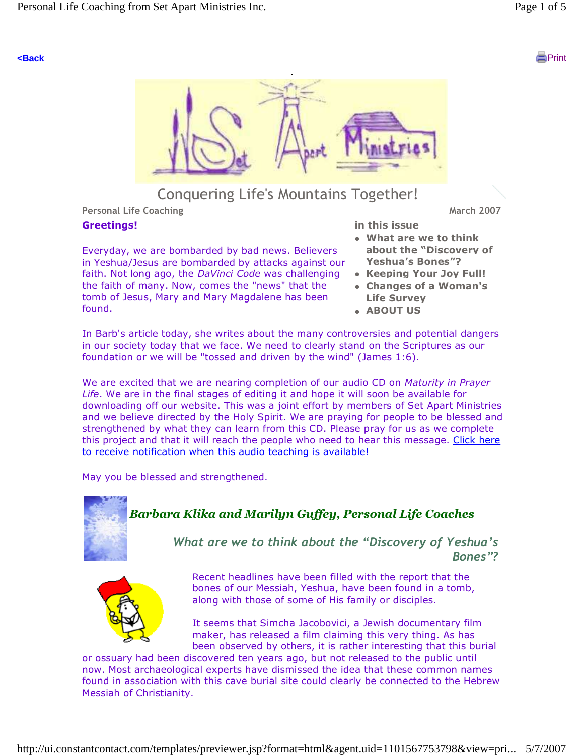[<Back](#) [Print](#)

# Conquering Life's Mountains Together!

Personal Life Coaching

March 2007

**Greetings!**

Everyday, we are bombarded by bad news. Believers in Yeshua/Jesus are bombarded by attacks against our faith. Not long ago, the *DaVinci Code* was challenging the faith of many. Now, comes the "news" that the tomb of Jesus, Mary and Mary Magdalene has been found.

**in this issue**

- **What are we to think about the "Discovery of Yeshua's Bones"?**
- **Keeping Your Joy Full!**
- **Changes of a Woman's Life Survey**
- **ABOUT US**

In Barb's article today, she writes about the many controversies and potential dangers in our society today that we face. We need to clearly stand on the Scriptures as our foundation or we will be "tossed and driven by the wind" (James 1:6).

We are excited that we are nearing completion of our audio CD on *Maturity in Prayer Life*. We are in the final stages of editing it and hope it will soon be available for downloading off our website. This was a joint effort by members of Set Apart Ministries and we believe directed by the Holy Spirit. We are praying for people to be blessed and strengthened by what they can learn from this CD. Please pray for us as we complete this project and that it will reach the people who need to hear this message. [Click here to receive notification when this audio teaching is available!](#)

May you be blessed and strengthened.

***Barbara Klika and Marilyn Guffey, Personal Life Coaches***

## *What are we to think about the "Discovery of Yeshua's Bones"?*

Recent headlines have been filled with the report that the bones of our Messiah, Yeshua, have been found in a tomb, along with those of some of His family or disciples.

It seems that Simcha Jacobovici, a Jewish documentary film maker, has released a film claiming this very thing. As has been observed by others, it is rather interesting that this burial or ossuary had been discovered ten years ago, but not released to the public until now. Most archaeological experts have dismissed the idea that these common names found in association with this cave burial site could clearly be connected to the Hebrew Messiah of Christianity.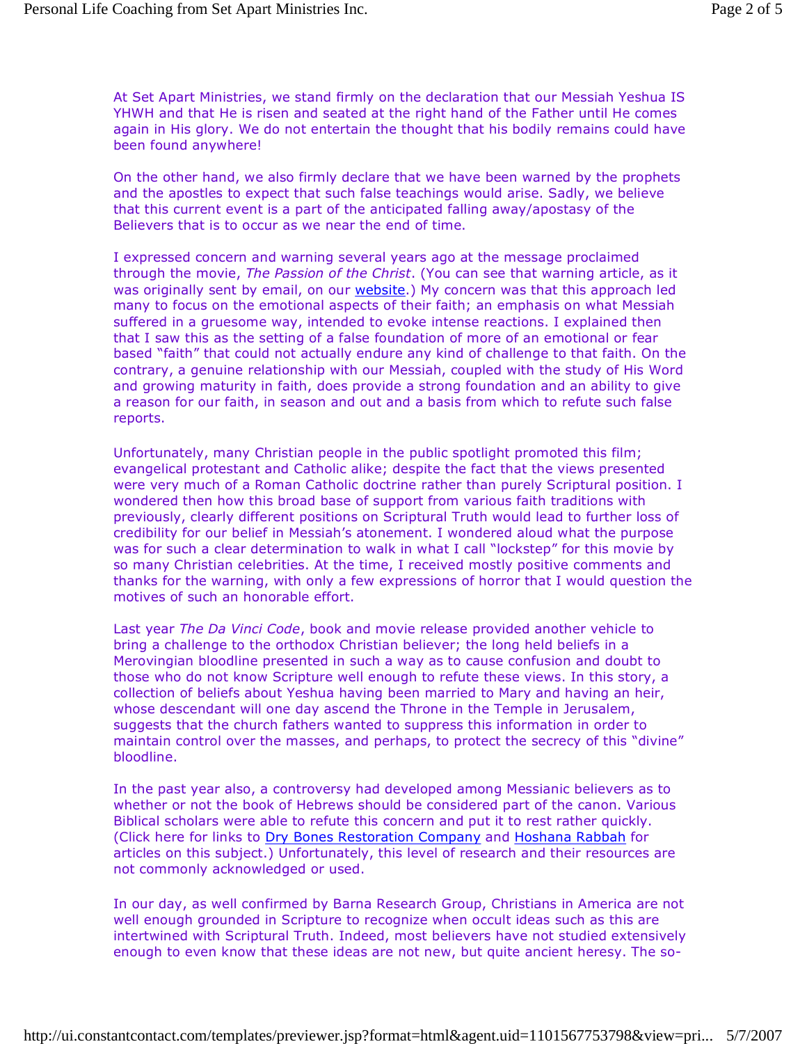At Set Apart Ministries, we stand firmly on the declaration that our Messiah Yeshua IS YHWH and that He is risen and seated at the right hand of the Father until He comes again in His glory. We do not entertain the thought that his bodily remains could have been found anywhere!

On the other hand, we also firmly declare that we have been warned by the prophets and the apostles to expect that such false teachings would arise. Sadly, we believe that this current event is a part of the anticipated falling away/apostasy of the Believers that is to occur as we near the end of time.

I expressed concern and warning several years ago at the message proclaimed through the movie, *The Passion of the Christ*. (You can see that warning article, as it was originally sent by email, on our website.) My concern was that this approach led many to focus on the emotional aspects of their faith; an emphasis on what Messiah suffered in a gruesome way, intended to evoke intense reactions. I explained then that I saw this as the setting of a false foundation of more of an emotional or fear based "faith" that could not actually endure any kind of challenge to that faith. On the contrary, a genuine relationship with our Messiah, coupled with the study of His Word and growing maturity in faith, does provide a strong foundation and an ability to give a reason for our faith, in season and out and a basis from which to refute such false reports.

Unfortunately, many Christian people in the public spotlight promoted this film; evangelical protestant and Catholic alike; despite the fact that the views presented were very much of a Roman Catholic doctrine rather than purely Scriptural position. I wondered then how this broad base of support from various faith traditions with previously, clearly different positions on Scriptural Truth would lead to further loss of credibility for our belief in Messiah's atonement. I wondered aloud what the purpose was for such a clear determination to walk in what I call "lockstep" for this movie by so many Christian celebrities. At the time, I received mostly positive comments and thanks for the warning, with only a few expressions of horror that I would question the motives of such an honorable effort.

Last year *The Da Vinci Code*, book and movie release provided another vehicle to bring a challenge to the orthodox Christian believer; the long held beliefs in a Merovingian bloodline presented in such a way as to cause confusion and doubt to those who do not know Scripture well enough to refute these views. In this story, a collection of beliefs about Yeshua having been married to Mary and having an heir, whose descendant will one day ascend the Throne in the Temple in Jerusalem, suggests that the church fathers wanted to suppress this information in order to maintain control over the masses, and perhaps, to protect the secrecy of this "divine" bloodline.

In the past year also, a controversy had developed among Messianic believers as to whether or not the book of Hebrews should be considered part of the canon. Various Biblical scholars were able to refute this concern and put it to rest rather quickly. (Click here for links to Dry Bones Restoration Company and Hoshana Rabbah for articles on this subject.) Unfortunately, this level of research and their resources are not commonly acknowledged or used.

In our day, as well confirmed by Barna Research Group, Christians in America are not well enough grounded in Scripture to recognize when occult ideas such as this are intertwined with Scriptural Truth. Indeed, most believers have not studied extensively enough to even know that these ideas are not new, but quite ancient heresy. The so-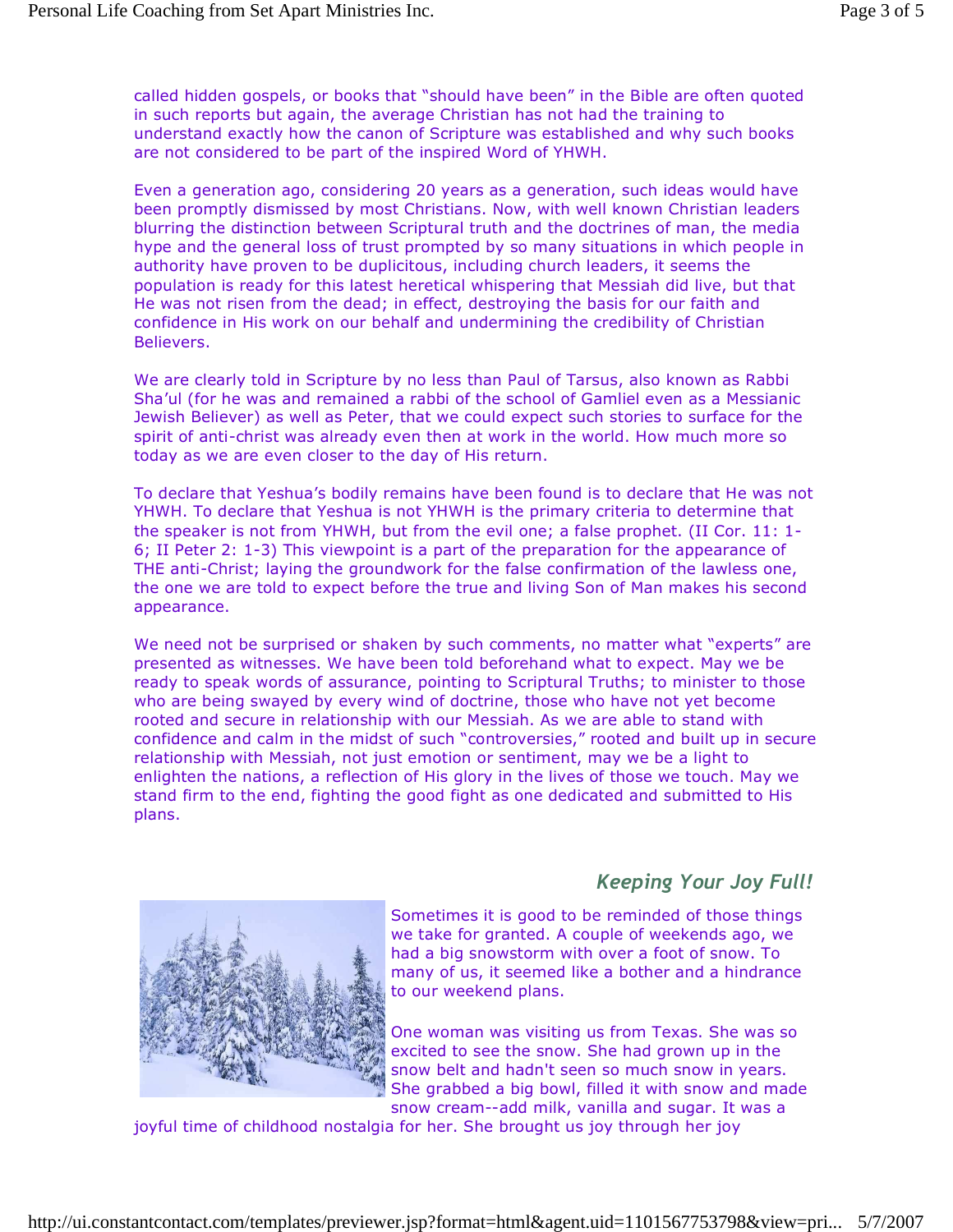called hidden gospels, or books that "should have been" in the Bible are often quoted in such reports but again, the average Christian has not had the training to understand exactly how the canon of Scripture was established and why such books are not considered to be part of the inspired Word of YHWH.

Even a generation ago, considering 20 years as a generation, such ideas would have been promptly dismissed by most Christians. Now, with well known Christian leaders blurring the distinction between Scriptural truth and the doctrines of man, the media hype and the general loss of trust prompted by so many situations in which people in authority have proven to be duplicitous, including church leaders, it seems the population is ready for this latest heretical whispering that Messiah did live, but that He was not risen from the dead; in effect, destroying the basis for our faith and confidence in His work on our behalf and undermining the credibility of Christian Believers.

We are clearly told in Scripture by no less than Paul of Tarsus, also known as Rabbi Sha'ul (for he was and remained a rabbi of the school of Gamliel even as a Messianic Jewish Believer) as well as Peter, that we could expect such stories to surface for the spirit of anti-christ was already even then at work in the world. How much more so today as we are even closer to the day of His return.

To declare that Yeshua's bodily remains have been found is to declare that He was not YHWH. To declare that Yeshua is not YHWH is the primary criteria to determine that the speaker is not from YHWH, but from the evil one; a false prophet. (II Cor. 11: 1-6; II Peter 2: 1-3) This viewpoint is a part of the preparation for the appearance of THE anti-Christ; laying the groundwork for the false confirmation of the lawless one, the one we are told to expect before the true and living Son of Man makes his second appearance.

We need not be surprised or shaken by such comments, no matter what "experts" are presented as witnesses. We have been told beforehand what to expect. May we be ready to speak words of assurance, pointing to Scriptural Truths; to minister to those who are being swayed by every wind of doctrine, those who have not yet become rooted and secure in relationship with our Messiah. As we are able to stand with confidence and calm in the midst of such "controversies," rooted and built up in secure relationship with Messiah, not just emotion or sentiment, may we be a light to enlighten the nations, a reflection of His glory in the lives of those we touch. May we stand firm to the end, fighting the good fight as one dedicated and submitted to His plans.

## *Keeping Your Joy Full!*

Sometimes it is good to be reminded of those things we take for granted. A couple of weekends ago, we had a big snowstorm with over a foot of snow. To many of us, it seemed like a bother and a hindrance to our weekend plans.

One woman was visiting us from Texas. She was so excited to see the snow. She had grown up in the snow belt and hadn't seen so much snow in years. She grabbed a big bowl, filled it with snow and made snow cream--add milk, vanilla and sugar. It was a joyful time of childhood nostalgia for her. She brought us joy through her joy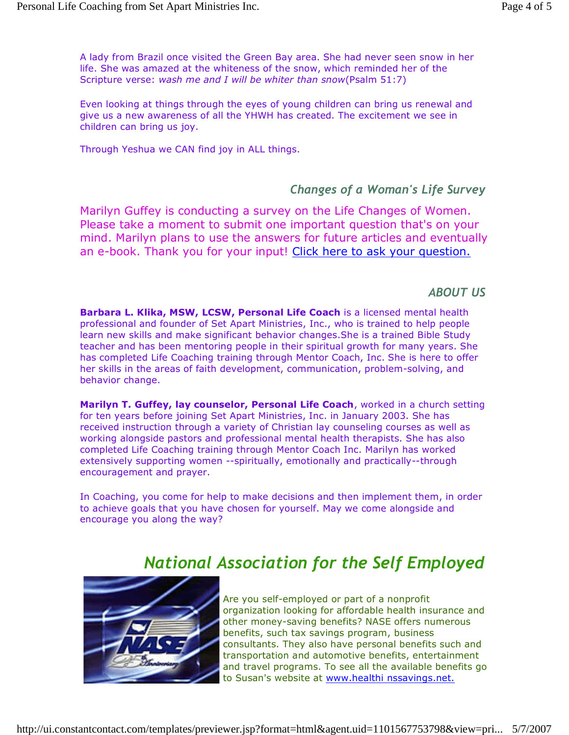A lady from Brazil once visited the Green Bay area. She had never seen snow in her life. She was amazed at the whiteness of the snow, which reminded her of the Scripture verse: *wash me and I will be whiter than snow*(Psalm 51:7)

Even looking at things through the eyes of young children can bring us renewal and give us a new awareness of all the YHWH has created. The excitement we see in children can bring us joy.

Through Yeshua we CAN find joy in ALL things.

## *Changes of a Woman's Life Survey*

Marilyn Guffey is conducting a survey on the Life Changes of Women. Please take a moment to submit one important question that's on your mind. Marilyn plans to use the answers for future articles and eventually an e-book. Thank you for your input! Click here to ask your question.

## *ABOUT US*

**Barbara L. Klika, MSW, LCSW, Personal Life Coach** is a licensed mental health professional and founder of Set Apart Ministries, Inc., who is trained to help people learn new skills and make significant behavior changes.She is a trained Bible Study teacher and has been mentoring people in their spiritual growth for many years. She has completed Life Coaching training through Mentor Coach, Inc. She is here to offer her skills in the areas of faith development, communication, problem-solving, and behavior change.

**Marilyn T. Guffey, lay counselor, Personal Life Coach**, worked in a church setting for ten years before joining Set Apart Ministries, Inc. in January 2003. She has received instruction through a variety of Christian lay counseling courses as well as working alongside pastors and professional mental health therapists. She has also completed Life Coaching training through Mentor Coach Inc. Marilyn has worked extensively supporting women --spiritually, emotionally and practically--through encouragement and prayer.

In Coaching, you come for help to make decisions and then implement them, in order to achieve goals that you have chosen for yourself. May we come alongside and encourage you along the way?

# *National Association for the Self Employed*

Are you self-employed or part of a nonprofit organization looking for affordable health insurance and other money-saving benefits? NASE offers numerous benefits, such tax savings program, business consultants. They also have personal benefits such and transportation and automotive benefits, entertainment and travel programs. To see all the available benefits go to Susan's website at www.healthi nssavings.net.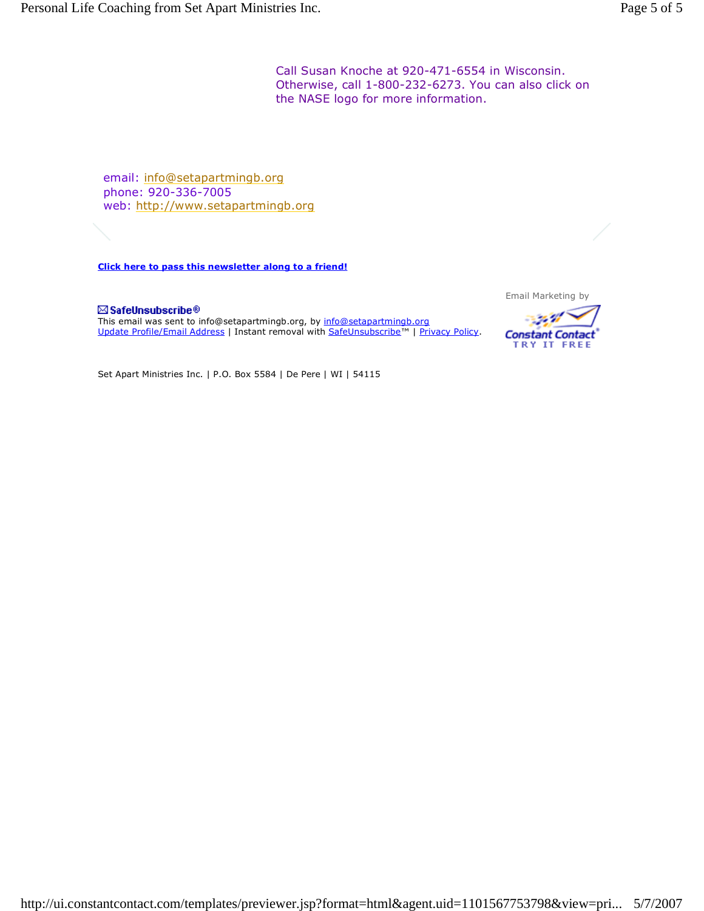Call Susan Knoche at 920-471-6554 in Wisconsin. Otherwise, call 1-800-232-6273. You can also click on the NASE logo for more information.

email: info@setapartmingb.org
phone: 920-336-7005
web: http://www.setapartmingb.org

**Click here to pass this newsletter along to a friend!**

**SafeUnsubscribe®**
This email was sent to info@setapartmingb.org, by info@setapartmingb.org
Update Profile/Email Address | Instant removal with SafeUnsubscribe™ | Privacy Policy.

Email Marketing by
Constant Contact®
TRY IT FREE

Set Apart Ministries Inc. | P.O. Box 5584 | De Pere | WI | 54115